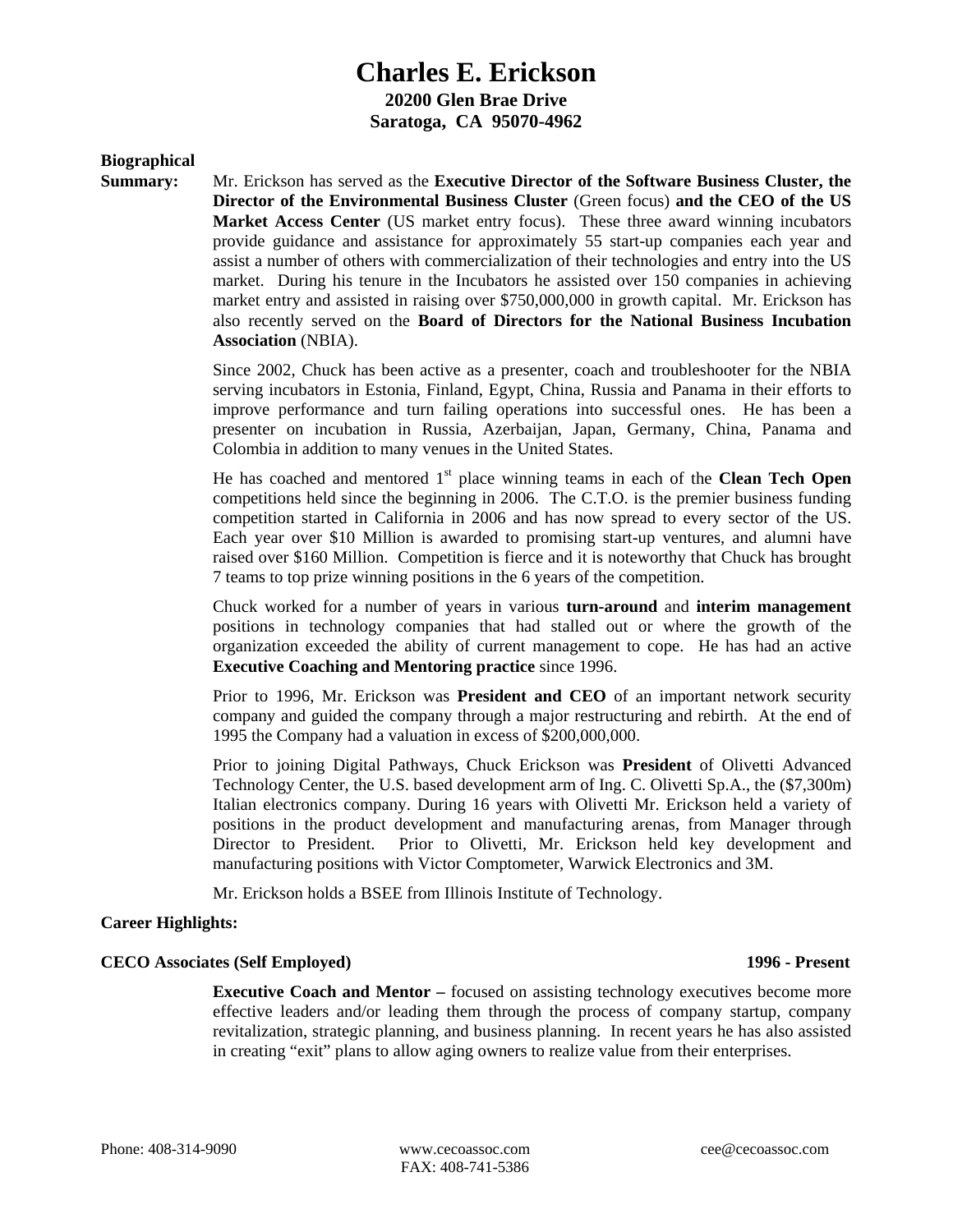# Charles E. Erickson

**20200 Glen Brae Drive**
**Saratoga, CA 95070-4962**

**Biographical Summary:**

Mr. Erickson has served as the **Executive Director of the Software Business Cluster, the Director of the Environmental Business Cluster** (Green focus) **and the CEO of the US Market Access Center** (US market entry focus). These three award winning incubators provide guidance and assistance for approximately 55 start-up companies each year and assist a number of others with commercialization of their technologies and entry into the US market. During his tenure in the Incubators he assisted over 150 companies in achieving market entry and assisted in raising over $750,000,000 in growth capital. Mr. Erickson has also recently served on the **Board of Directors for the National Business Incubation Association** (NBIA).

Since 2002, Chuck has been active as a presenter, coach and troubleshooter for the NBIA serving incubators in Estonia, Finland, Egypt, China, Russia and Panama in their efforts to improve performance and turn failing operations into successful ones. He has been a presenter on incubation in Russia, Azerbaijan, Japan, Germany, China, Panama and Colombia in addition to many venues in the United States.

He has coached and mentored 1st place winning teams in each of the **Clean Tech Open** competitions held since the beginning in 2006. The C.T.O. is the premier business funding competition started in California in 2006 and has now spread to every sector of the US. Each year over $10 Million is awarded to promising start-up ventures, and alumni have raised over $160 Million. Competition is fierce and it is noteworthy that Chuck has brought 7 teams to top prize winning positions in the 6 years of the competition.

Chuck worked for a number of years in various **turn-around** and **interim management** positions in technology companies that had stalled out or where the growth of the organization exceeded the ability of current management to cope. He has had an active **Executive Coaching and Mentoring practice** since 1996.

Prior to 1996, Mr. Erickson was **President and CEO** of an important network security company and guided the company through a major restructuring and rebirth. At the end of 1995 the Company had a valuation in excess of $200,000,000.

Prior to joining Digital Pathways, Chuck Erickson was **President** of Olivetti Advanced Technology Center, the U.S. based development arm of Ing. C. Olivetti Sp.A., the ($7,300m) Italian electronics company. During 16 years with Olivetti Mr. Erickson held a variety of positions in the product development and manufacturing arenas, from Manager through Director to President. Prior to Olivetti, Mr. Erickson held key development and manufacturing positions with Victor Comptometer, Warwick Electronics and 3M.

Mr. Erickson holds a BSEE from Illinois Institute of Technology.

## Career Highlights:

**CECO Associates (Self Employed)** — **1996 - Present**

**Executive Coach and Mentor –** focused on assisting technology executives become more effective leaders and/or leading them through the process of company startup, company revitalization, strategic planning, and business planning. In recent years he has also assisted in creating "exit" plans to allow aging owners to realize value from their enterprises.

Phone: 408-314-9090 | www.cecoassoc.com | cee@cecoassoc.com
FAX: 408-741-5386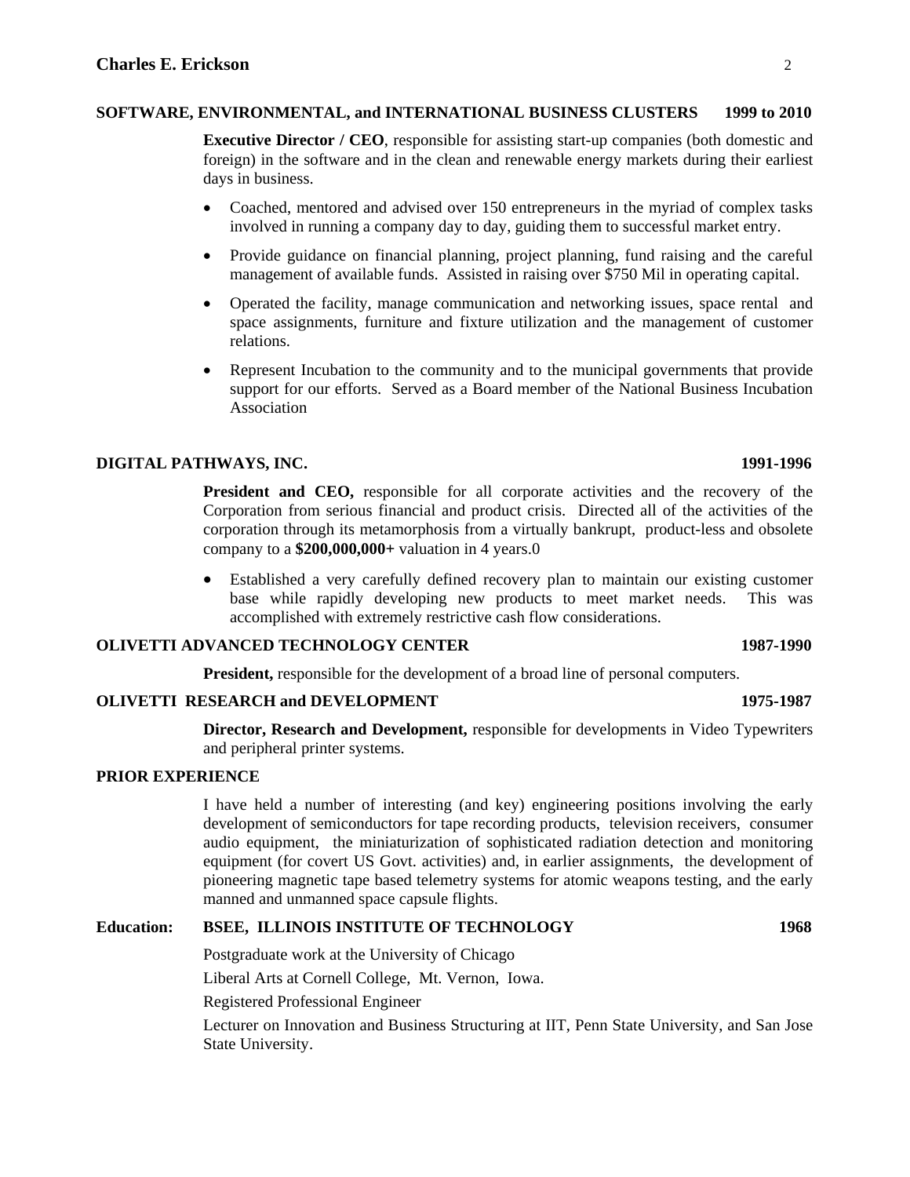**SOFTWARE, ENVIRONMENTAL, and INTERNATIONAL BUSINESS CLUSTERS 1999 to 2010**

**Executive Director / CEO**, responsible for assisting start-up companies (both domestic and foreign) in the software and in the clean and renewable energy markets during their earliest days in business.

- Coached, mentored and advised over 150 entrepreneurs in the myriad of complex tasks involved in running a company day to day, guiding them to successful market entry.
- Provide guidance on financial planning, project planning, fund raising and the careful management of available funds. Assisted in raising over $750 Mil in operating capital.
- Operated the facility, manage communication and networking issues, space rental and space assignments, furniture and fixture utilization and the management of customer relations.
- Represent Incubation to the community and to the municipal governments that provide support for our efforts. Served as a Board member of the National Business Incubation Association

**DIGITAL PATHWAYS, INC. 1991-1996**

**President and CEO,** responsible for all corporate activities and the recovery of the Corporation from serious financial and product crisis. Directed all of the activities of the corporation through its metamorphosis from a virtually bankrupt, product-less and obsolete company to a **$200,000,000+** valuation in 4 years.0

- Established a very carefully defined recovery plan to maintain our existing customer base while rapidly developing new products to meet market needs. This was accomplished with extremely restrictive cash flow considerations.

**OLIVETTI ADVANCED TECHNOLOGY CENTER 1987-1990**

**President,** responsible for the development of a broad line of personal computers.

**OLIVETTI RESEARCH and DEVELOPMENT 1975-1987**

**Director, Research and Development,** responsible for developments in Video Typewriters and peripheral printer systems.

**PRIOR EXPERIENCE**

I have held a number of interesting (and key) engineering positions involving the early development of semiconductors for tape recording products, television receivers, consumer audio equipment, the miniaturization of sophisticated radiation detection and monitoring equipment (for covert US Govt. activities) and, in earlier assignments, the development of pioneering magnetic tape based telemetry systems for atomic weapons testing, and the early manned and unmanned space capsule flights.

**Education: BSEE, ILLINOIS INSTITUTE OF TECHNOLOGY 1968**

Postgraduate work at the University of Chicago

Liberal Arts at Cornell College, Mt. Vernon, Iowa.

Registered Professional Engineer

Lecturer on Innovation and Business Structuring at IIT, Penn State University, and San Jose State University.